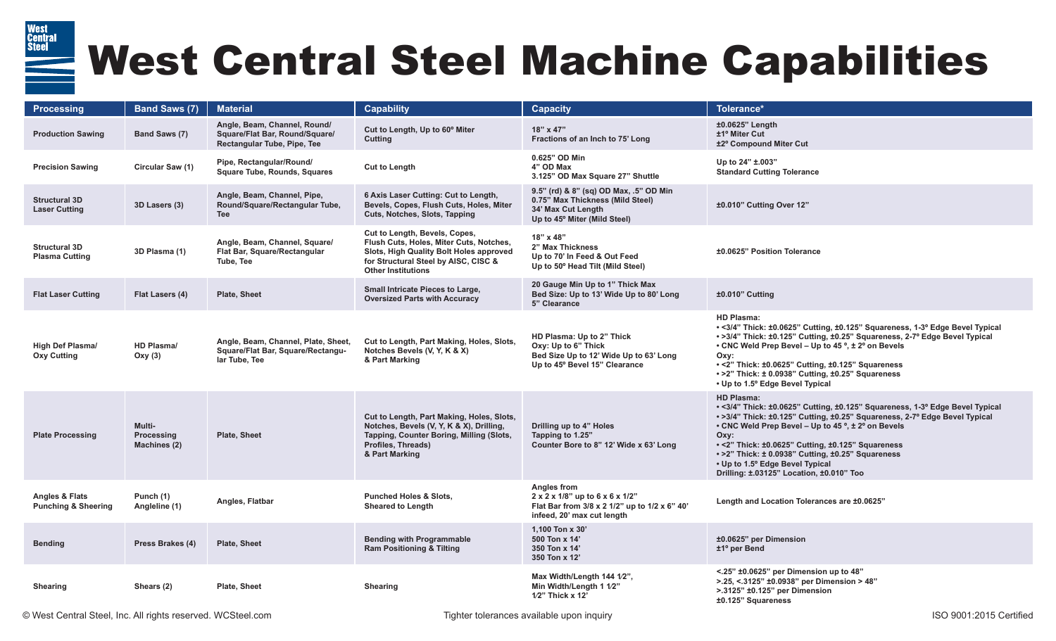# West Central Steel Machine Capabilities

| Processing | Band Saws (7) | Material | Capability | Capacity | Tolerance* |
|---|---|---|---|---|---|
| Production Sawing | Band Saws (7) | Angle, Beam, Channel, Round/ Square/Flat Bar, Round/Square/ Rectangular Tube, Pipe, Tee | Cut to Length, Up to 60º Miter Cutting | 18" x 47"<br>Fractions of an Inch to 75' Long | ±0.0625" Length<br>±1º Miter Cut<br>±2º Compound Miter Cut |
| Precision Sawing | Circular Saw (1) | Pipe, Rectangular/Round/ Square Tube, Rounds, Squares | Cut to Length | 0.625" OD Min<br>4" OD Max<br>3.125" OD Max Square 27" Shuttle | Up to 24" ±.003"<br>Standard Cutting Tolerance |
| Structural 3D Laser Cutting | 3D Lasers (3) | Angle, Beam, Channel, Pipe, Round/Square/Rectangular Tube, Tee | 6 Axis Laser Cutting: Cut to Length, Bevels, Copes, Flush Cuts, Holes, Miter Cuts, Notches, Slots, Tapping | 9.5" (rd) & 8" (sq) OD Max, .5" OD Min<br>0.75" Max Thickness (Mild Steel)<br>34' Max Cut Length<br>Up to 45º Miter (Mild Steel) | ±0.010" Cutting Over 12" |
| Structural 3D Plasma Cutting | 3D Plasma (1) | Angle, Beam, Channel, Square/ Flat Bar, Square/Rectangular Tube, Tee | Cut to Length, Bevels, Copes, Flush Cuts, Holes, Miter Cuts, Notches, Slots, High Quality Bolt Holes approved for Structural Steel by AISC, CISC & Other Institutions | 18" x 48"<br>2" Max Thickness<br>Up to 70' In Feed & Out Feed<br>Up to 50º Head Tilt (Mild Steel) | ±0.0625" Position Tolerance |
| Flat Laser Cutting | Flat Lasers (4) | Plate, Sheet | Small Intricate Pieces to Large, Oversized Parts with Accuracy | 20 Gauge Min Up to 1" Thick Max<br>Bed Size: Up to 13' Wide Up to 80' Long<br>5" Clearance | ±0.010" Cutting |
| High Def Plasma/ Oxy Cutting | HD Plasma/ Oxy (3) | Angle, Beam, Channel, Plate, Sheet, Square/Flat Bar, Square/Rectangular Tube, Tee | Cut to Length, Part Making, Holes, Slots, Notches Bevels (V, Y, K & X) & Part Marking | HD Plasma: Up to 2" Thick<br>Oxy: Up to 6" Thick<br>Bed Size Up to 12' Wide Up to 63' Long<br>Up to 45º Bevel 15" Clearance | HD Plasma:<br>• <3/4" Thick: ±0.0625" Cutting, ±0.125" Squareness, 1-3º Edge Bevel Typical<br>• >3/4" Thick: ±0.125" Cutting, ±0.25" Squareness, 2-7º Edge Bevel Typical<br>• CNC Weld Prep Bevel – Up to 45 º, ± 2º on Bevels<br>Oxy:<br>• <2" Thick: ±0.0625" Cutting, ±0.125" Squareness<br>• >2" Thick: ± 0.0938" Cutting, ±0.25" Squareness<br>• Up to 1.5º Edge Bevel Typical |
| Plate Processing | Multi-Processing Machines (2) | Plate, Sheet | Cut to Length, Part Making, Holes, Slots, Notches, Bevels (V, Y, K & X), Drilling, Tapping, Counter Boring, Milling (Slots, Profiles, Threads) & Part Marking | Drilling up to 4" Holes<br>Tapping to 1.25"<br>Counter Bore to 8" 12' Wide x 63' Long | HD Plasma:<br>• <3/4" Thick: ±0.0625" Cutting, ±0.125" Squareness, 1-3º Edge Bevel Typical<br>• >3/4" Thick: ±0.125" Cutting, ±0.25" Squareness, 2-7º Edge Bevel Typical<br>• CNC Weld Prep Bevel – Up to 45 º, ± 2º on Bevels<br>Oxy:<br>• <2" Thick: ±0.0625" Cutting, ±0.125" Squareness<br>• >2" Thick: ± 0.0938" Cutting, ±0.25" Squareness<br>• Up to 1.5º Edge Bevel Typical<br>Drilling: ±.03125" Location, ±0.010" Too |
| Angles & Flats Punching & Sheering | Punch (1)<br>Angleline (1) | Angles, Flatbar | Punched Holes & Slots, Sheared to Length | Angles from<br>2 x 2 x 1/8" up to 6 x 6 x 1/2"<br>Flat Bar from 3/8 x 2 1/2" up to 1/2 x 6" 40' infeed, 20' max cut length | Length and Location Tolerances are ±0.0625" |
| Bending | Press Brakes (4) | Plate, Sheet | Bending with Programmable Ram Positioning & Tilting | 1,100 Ton x 30'<br>500 Ton x 14'<br>350 Ton x 14'<br>350 Ton x 12' | ±0.0625" per Dimension<br>±1º per Bend |
| Shearing | Shears (2) | Plate, Sheet | Shearing | Max Width/Length 144 1⁄2",<br>Min Width/Length 1 1⁄2"<br>1⁄2" Thick x 12' | <.25" ±0.0625" per Dimension up to 48"<br>>.25, <.3125" ±0.0938" per Dimension > 48"<br>>.3125" ±0.125" per Dimension<br>±0.125" Squareness |

© West Central Steel, Inc. All rights reserved. WCSteel.com

Tighter tolerances available upon inquiry

ISO 9001:2015 Certified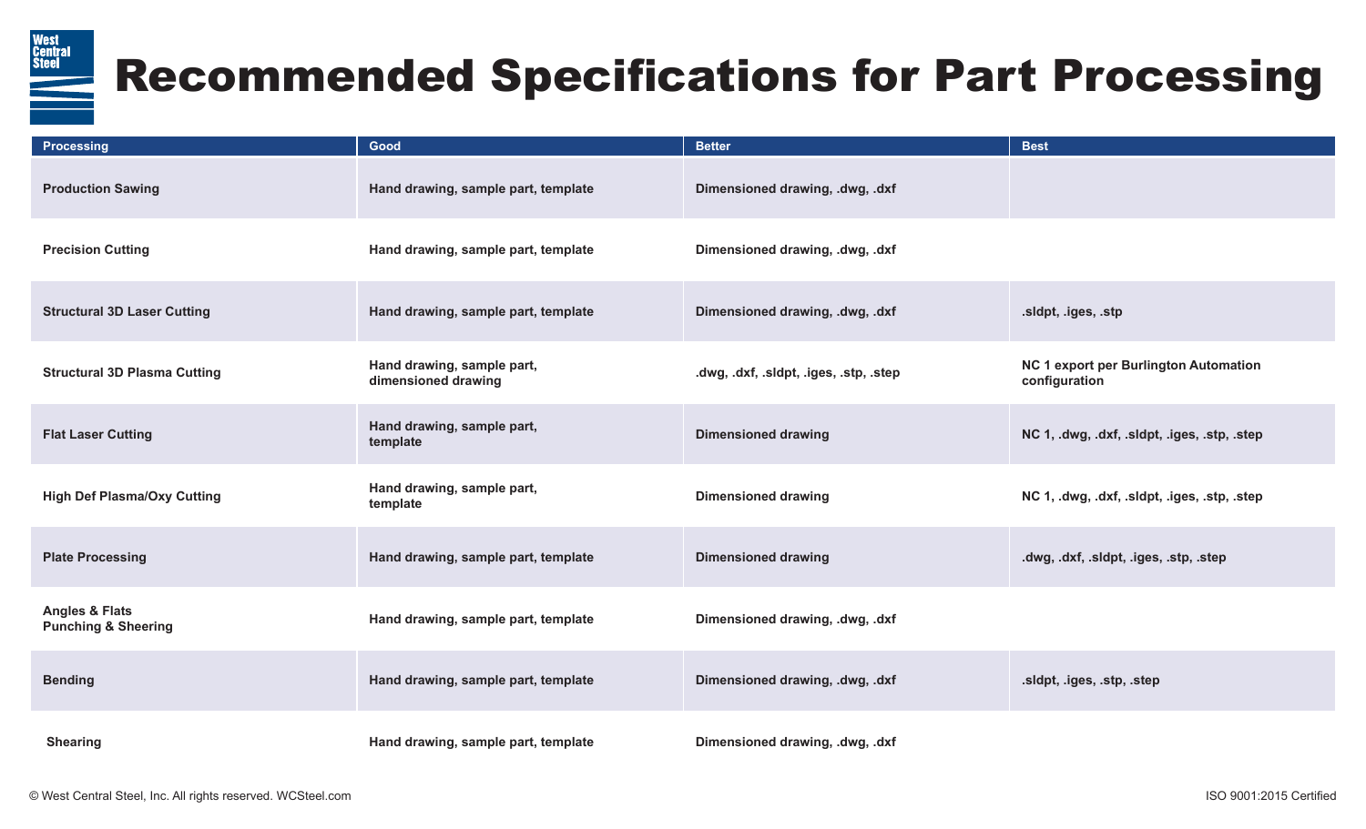# Recommended Specifications for Part Processing

| Processing | Good | Better | Best |
| --- | --- | --- | --- |
| Production Sawing | Hand drawing, sample part, template | Dimensioned drawing, .dwg, .dxf | |
| Precision Cutting | Hand drawing, sample part, template | Dimensioned drawing, .dwg, .dxf | |
| Structural 3D Laser Cutting | Hand drawing, sample part, template | Dimensioned drawing, .dwg, .dxf | .sldpt, .iges, .stp |
| Structural 3D Plasma Cutting | Hand drawing, sample part, dimensioned drawing | .dwg, .dxf, .sldpt, .iges, .stp, .step | NC 1 export per Burlington Automation configuration |
| Flat Laser Cutting | Hand drawing, sample part, template | Dimensioned drawing | NC 1, .dwg, .dxf, .sldpt, .iges, .stp, .step |
| High Def Plasma/Oxy Cutting | Hand drawing, sample part, template | Dimensioned drawing | NC 1, .dwg, .dxf, .sldpt, .iges, .stp, .step |
| Plate Processing | Hand drawing, sample part, template | Dimensioned drawing | .dwg, .dxf, .sldpt, .iges, .stp, .step |
| Angles & Flats Punching & Sheering | Hand drawing, sample part, template | Dimensioned drawing, .dwg, .dxf | |
| Bending | Hand drawing, sample part, template | Dimensioned drawing, .dwg, .dxf | .sldpt, .iges, .stp, .step |
| Shearing | Hand drawing, sample part, template | Dimensioned drawing, .dwg, .dxf | |

© West Central Steel, Inc. All rights reserved. WCSteel.com

ISO 9001:2015 Certified